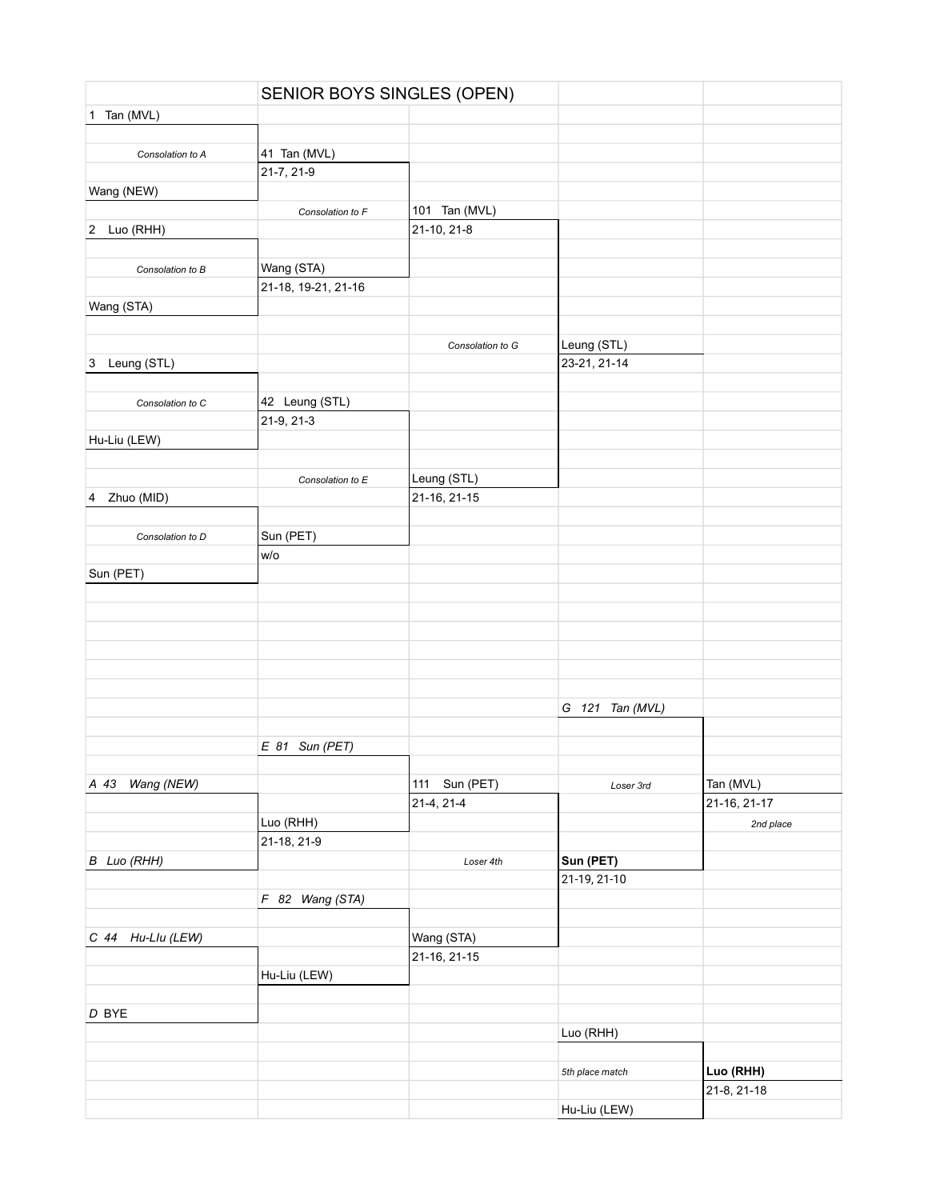# SENIOR BOYS SINGLES (OPEN)

| | SENIOR BOYS SINGLES (OPEN) | | | |
|---|---|---|---|---|
| 1 Tan (MVL) | | | | |
| | | | | |
| *Consolation to A* | 41 Tan (MVL) | | | |
| | 21-7, 21-9 | | | |
| Wang (NEW) | | | | |
| | *Consolation to F* | 101 Tan (MVL) | | |
| 2 Luo (RHH) | | 21-10, 21-8 | | |
| | | | | |
| *Consolation to B* | Wang (STA) | | | |
| | 21-18, 19-21, 21-16 | | | |
| Wang (STA) | | | | |
| | | | | |
| | | *Consolation to G* | Leung (STL) | |
| 3 Leung (STL) | | | 23-21, 21-14 | |
| | | | | |
| *Consolation to C* | 42 Leung (STL) | | | |
| | 21-9, 21-3 | | | |
| Hu-Liu (LEW) | | | | |
| | | | | |
| | *Consolation to E* | Leung (STL) | | |
| 4 Zhuo (MID) | | 21-16, 21-15 | | |
| | | | | |
| *Consolation to D* | Sun (PET) | | | |
| | w/o | | | |
| Sun (PET) | | | | |
| | | | | |
| | | | *G 121 Tan (MVL)* | |
| | | | | |
| | *E 81 Sun (PET)* | | | |
| | | | | |
| *A 43 Wang (NEW)* | | 111 Sun (PET) | *Loser 3rd* | Tan (MVL) |
| | | 21-4, 21-4 | | 21-16, 21-17 |
| | Luo (RHH) | | | *2nd place* |
| | 21-18, 21-9 | | | |
| *B Luo (RHH)* | | *Loser 4th* | **Sun (PET)** | |
| | | | 21-19, 21-10 | |
| | *F 82 Wang (STA)* | | | |
| | | | | |
| *C 44 Hu-LIu (LEW)* | | Wang (STA) | | |
| | | 21-16, 21-15 | | |
| | Hu-Liu (LEW) | | | |
| | | | | |
| *D* BYE | | | | |
| | | | Luo (RHH) | |
| | | | | |
| | | | *5th place match* | **Luo (RHH)** |
| | | | | 21-8, 21-18 |
| | | | Hu-Liu (LEW) | |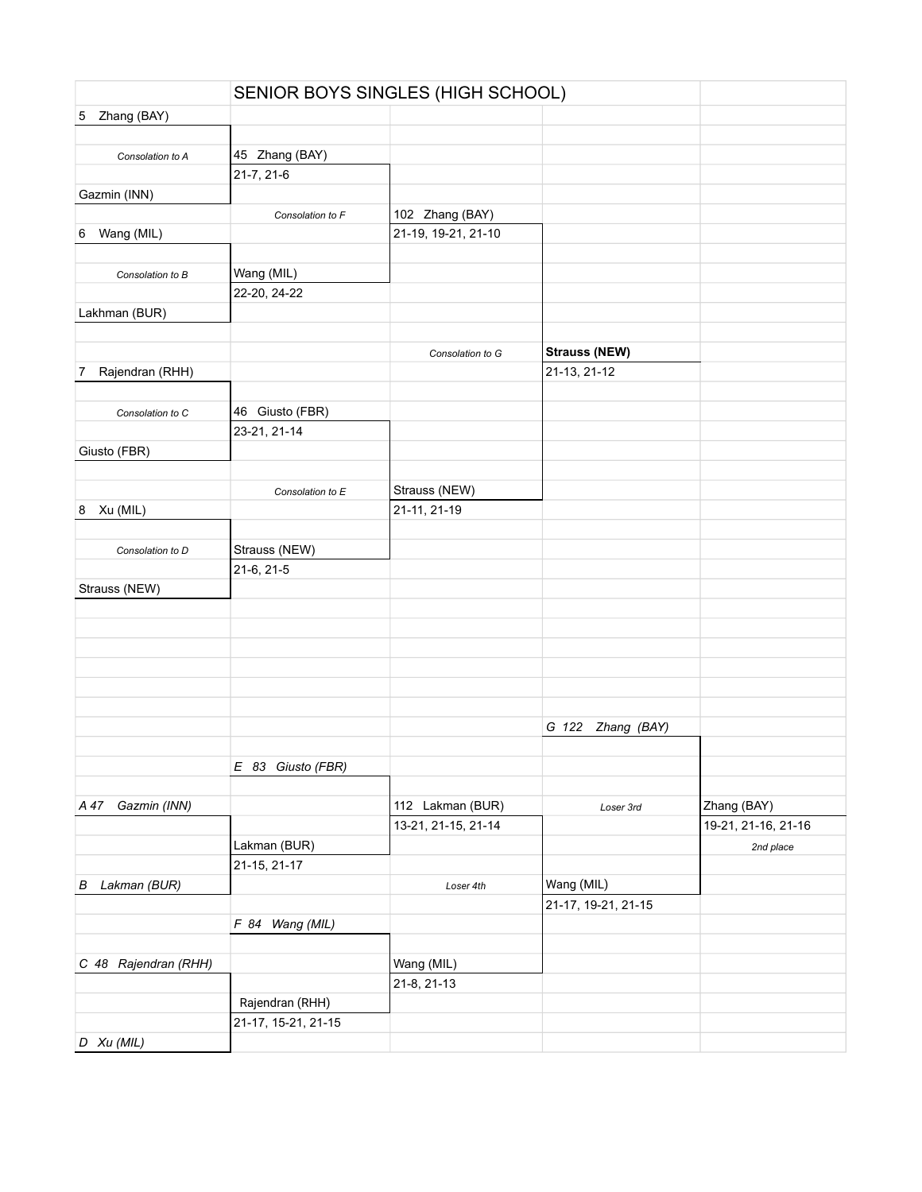# SENIOR BOYS SINGLES (HIGH SCHOOL)

| | | | | |
|---|---|---|---|---|
| 5 Zhang (BAY) | | | | |
| | | | | |
| *Consolation to A* | 45 Zhang (BAY) | | | |
| | 21-7, 21-6 | | | |
| Gazmin (INN) | | | | |
| | *Consolation to F* | 102 Zhang (BAY) | | |
| 6 Wang (MIL) | | 21-19, 19-21, 21-10 | | |
| | | | | |
| *Consolation to B* | Wang (MIL) | | | |
| | 22-20, 24-22 | | | |
| Lakhman (BUR) | | | | |
| | | | | |
| | | *Consolation to G* | **Strauss (NEW)** | |
| 7 Rajendran (RHH) | | | 21-13, 21-12 | |
| | | | | |
| *Consolation to C* | 46 Giusto (FBR) | | | |
| | 23-21, 21-14 | | | |
| Giusto (FBR) | | | | |
| | | | | |
| | *Consolation to E* | Strauss (NEW) | | |
| 8 Xu (MIL) | | 21-11, 21-19 | | |
| | | | | |
| *Consolation to D* | Strauss (NEW) | | | |
| | 21-6, 21-5 | | | |
| Strauss (NEW) | | | | |

| | | | | |
|---|---|---|---|---|
| | | | *G 122 Zhang (BAY)* | |
| | | | | |
| | *E 83 Giusto (FBR)* | | | |
| | | | | |
| *A 47 Gazmin (INN)* | | 112 Lakman (BUR) | *Loser 3rd* | Zhang (BAY) |
| | | 13-21, 21-15, 21-14 | | 19-21, 21-16, 21-16 |
| | Lakman (BUR) | | | *2nd place* |
| | 21-15, 21-17 | | | |
| *B Lakman (BUR)* | | *Loser 4th* | Wang (MIL) | |
| | | | 21-17, 19-21, 21-15 | |
| | *F 84 Wang (MIL)* | | | |
| | | | | |
| *C 48 Rajendran (RHH)* | | Wang (MIL) | | |
| | | 21-8, 21-13 | | |
| | Rajendran (RHH) | | | |
| | 21-17, 15-21, 21-15 | | | |
| *D Xu (MIL)* | | | | |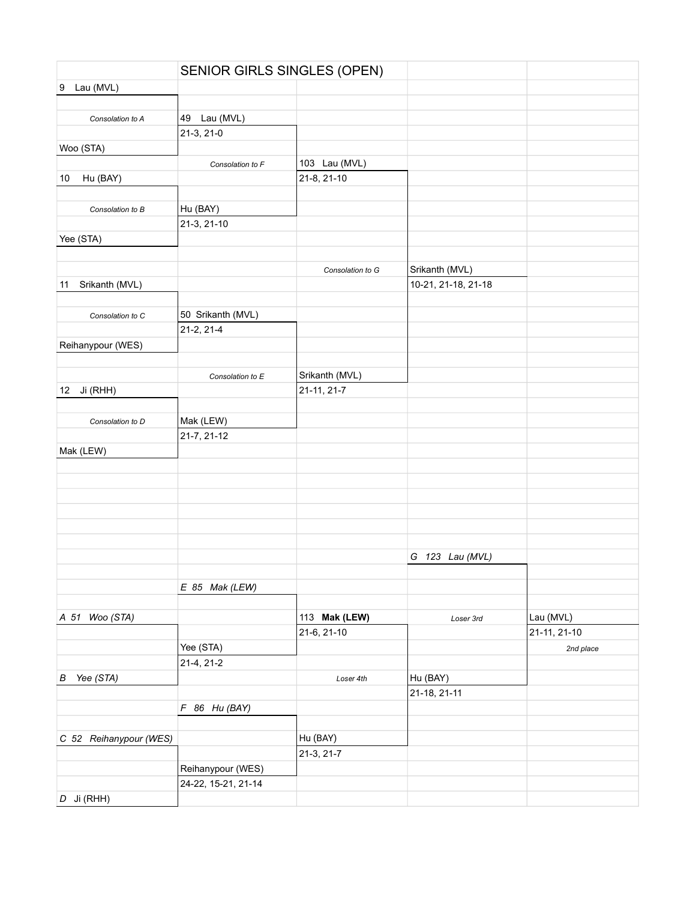# SENIOR GIRLS SINGLES (OPEN)

| | | | | |
|---|---|---|---|---|
| 9 Lau (MVL) | | | | |
| *Consolation to A* | 49 Lau (MVL) | | | |
| | 21-3, 21-0 | | | |
| Woo (STA) | | | | |
| | *Consolation to F* | 103 Lau (MVL) | | |
| 10 Hu (BAY) | | 21-8, 21-10 | | |
| *Consolation to B* | Hu (BAY) | | | |
| | 21-3, 21-10 | | | |
| Yee (STA) | | | | |
| | | *Consolation to G* | Srikanth (MVL) | |
| 11 Srikanth (MVL) | | | 10-21, 21-18, 21-18 | |
| *Consolation to C* | 50 Srikanth (MVL) | | | |
| | 21-2, 21-4 | | | |
| Reihanypour (WES) | | | | |
| | *Consolation to E* | Srikanth (MVL) | | |
| 12 Ji (RHH) | | 21-11, 21-7 | | |
| *Consolation to D* | Mak (LEW) | | | |
| | 21-7, 21-12 | | | |
| Mak (LEW) | | | | |
| | | | *G 123 Lau (MVL)* | |
| | *E 85 Mak (LEW)* | | | |
| *A 51 Woo (STA)* | | 113 **Mak (LEW)** | *Loser 3rd* | Lau (MVL) |
| | | 21-6, 21-10 | | 21-11, 21-10 |
| | Yee (STA) | | | *2nd place* |
| | 21-4, 21-2 | | | |
| *B Yee (STA)* | | *Loser 4th* | Hu (BAY) | |
| | | | 21-18, 21-11 | |
| | *F 86 Hu (BAY)* | | | |
| *C 52 Reihanypour (WES)* | | Hu (BAY) | | |
| | | 21-3, 21-7 | | |
| | Reihanypour (WES) | | | |
| | 24-22, 15-21, 21-14 | | | |
| *D Ji (RHH)* | | | | |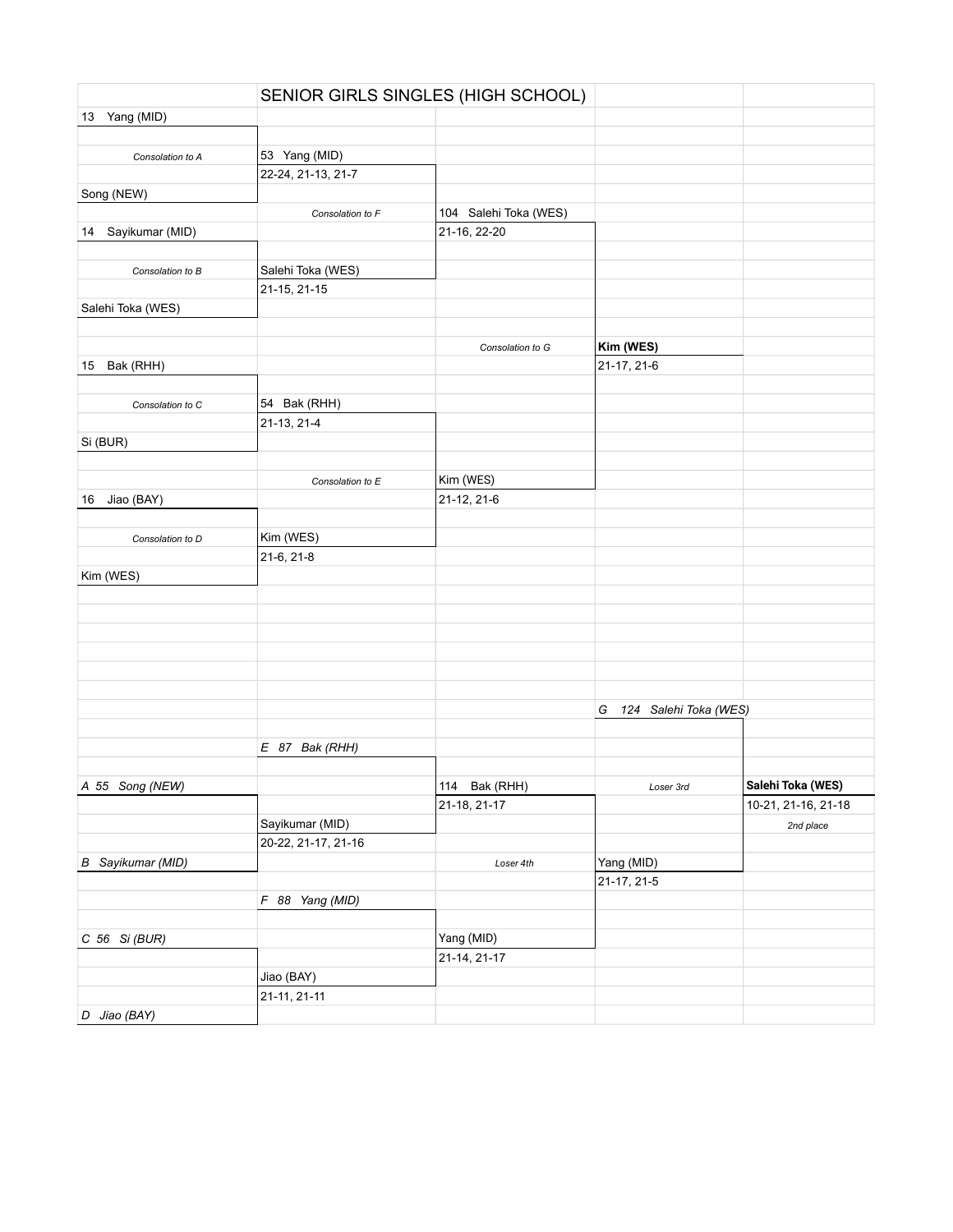# SENIOR GIRLS SINGLES (HIGH SCHOOL)

| | | | | |
|---|---|---|---|---|
| 13 Yang (MID) | | | | |
| | | | | |
| *Consolation to A* | 53 Yang (MID) | | | |
| | 22-24, 21-13, 21-7 | | | |
| Song (NEW) | | | | |
| | *Consolation to F* | 104 Salehi Toka (WES) | | |
| 14 Sayikumar (MID) | | 21-16, 22-20 | | |
| | | | | |
| *Consolation to B* | Salehi Toka (WES) | | | |
| | 21-15, 21-15 | | | |
| Salehi Toka (WES) | | | | |
| | | | | |
| | | *Consolation to G* | **Kim (WES)** | |
| 15 Bak (RHH) | | | 21-17, 21-6 | |
| | | | | |
| *Consolation to C* | 54 Bak (RHH) | | | |
| | 21-13, 21-4 | | | |
| Si (BUR) | | | | |
| | | | | |
| | *Consolation to E* | Kim (WES) | | |
| 16 Jiao (BAY) | | 21-12, 21-6 | | |
| | | | | |
| *Consolation to D* | Kim (WES) | | | |
| | 21-6, 21-8 | | | |
| Kim (WES) | | | | |

| | | | | |
|---|---|---|---|---|
| | | | *G 124 Salehi Toka (WES)* | |
| | | | | |
| | *E 87 Bak (RHH)* | | | |
| | | | | |
| *A 55 Song (NEW)* | | 114 Bak (RHH) | *Loser 3rd* | **Salehi Toka (WES)** |
| | | 21-18, 21-17 | | 10-21, 21-16, 21-18 |
| | Sayikumar (MID) | | | *2nd place* |
| | 20-22, 21-17, 21-16 | | | |
| *B Sayikumar (MID)* | | *Loser 4th* | Yang (MID) | |
| | | | 21-17, 21-5 | |
| | *F 88 Yang (MID)* | | | |
| | | | | |
| *C 56 Si (BUR)* | | Yang (MID) | | |
| | | 21-14, 21-17 | | |
| | Jiao (BAY) | | | |
| | 21-11, 21-11 | | | |
| *D Jiao (BAY)* | | | | |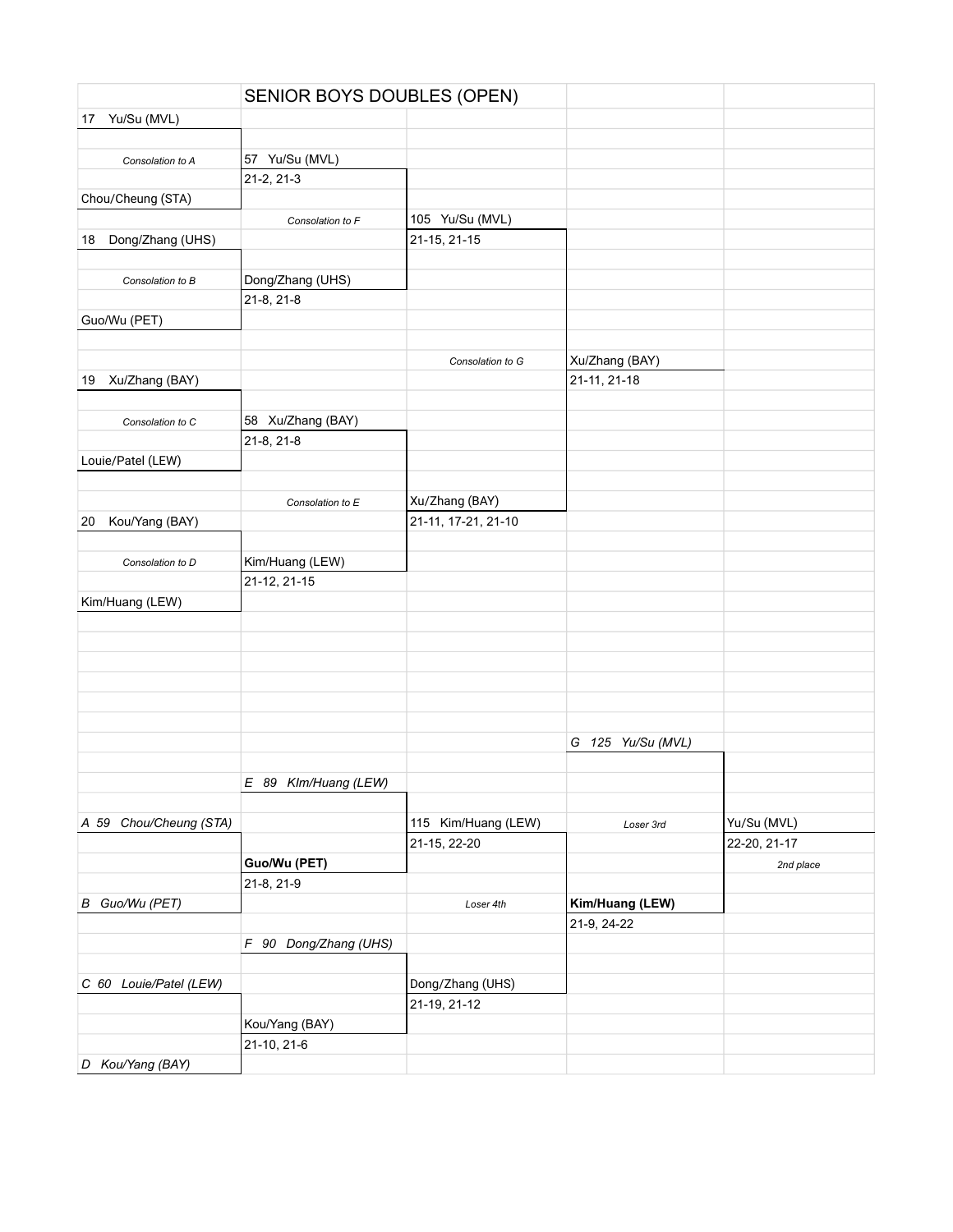# SENIOR BOYS DOUBLES (OPEN)

| | | | | |
|---|---|---|---|---|
| 17 Yu/Su (MVL) | | | | |
| *Consolation to A* | 57 Yu/Su (MVL) | | | |
| | 21-2, 21-3 | | | |
| Chou/Cheung (STA) | | | | |
| | *Consolation to F* | 105 Yu/Su (MVL) | | |
| 18 Dong/Zhang (UHS) | | 21-15, 21-15 | | |
| *Consolation to B* | Dong/Zhang (UHS) | | | |
| | 21-8, 21-8 | | | |
| Guo/Wu (PET) | | | | |
| | | *Consolation to G* | Xu/Zhang (BAY) | |
| 19 Xu/Zhang (BAY) | | | 21-11, 21-18 | |
| *Consolation to C* | 58 Xu/Zhang (BAY) | | | |
| | 21-8, 21-8 | | | |
| Louie/Patel (LEW) | | | | |
| | *Consolation to E* | Xu/Zhang (BAY) | | |
| 20 Kou/Yang (BAY) | | 21-11, 17-21, 21-10 | | |
| *Consolation to D* | Kim/Huang (LEW) | | | |
| | 21-12, 21-15 | | | |
| Kim/Huang (LEW) | | | | |
| | | | *G 125 Yu/Su (MVL)* | |
| | *E 89 KIm/Huang (LEW)* | | | |
| *A 59 Chou/Cheung (STA)* | | 115 Kim/Huang (LEW) | *Loser 3rd* | Yu/Su (MVL) |
| | | 21-15, 22-20 | | 22-20, 21-17 |
| | **Guo/Wu (PET)** | | | *2nd place* |
| | 21-8, 21-9 | | | |
| *B Guo/Wu (PET)* | | *Loser 4th* | **Kim/Huang (LEW)** | |
| | | | 21-9, 24-22 | |
| | *F 90 Dong/Zhang (UHS)* | | | |
| *C 60 Louie/Patel (LEW)* | | Dong/Zhang (UHS) | | |
| | | 21-19, 21-12 | | |
| | Kou/Yang (BAY) | | | |
| | 21-10, 21-6 | | | |
| *D Kou/Yang (BAY)* | | | | |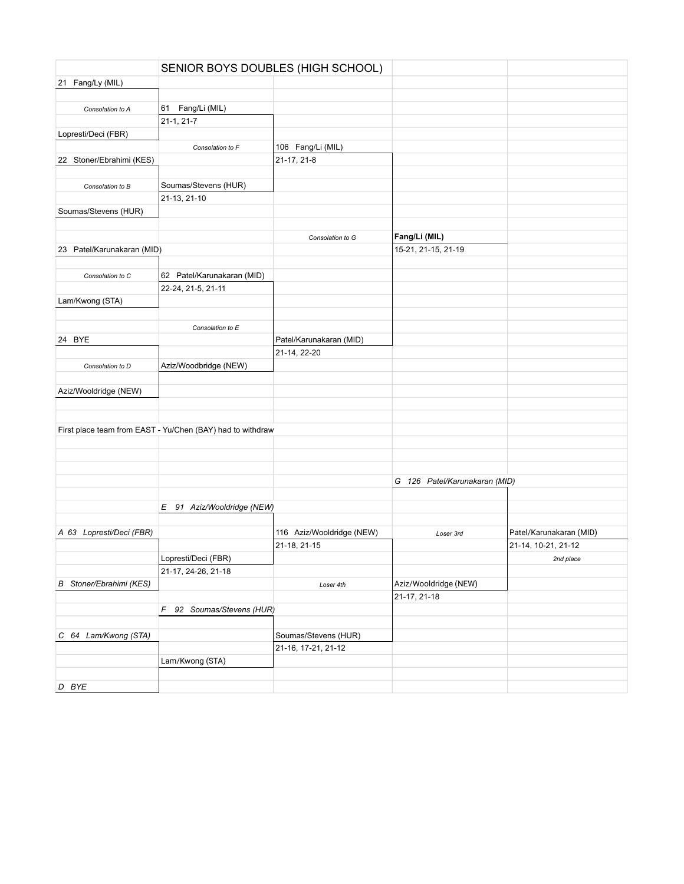# SENIOR BOYS DOUBLES (HIGH SCHOOL)

| | | | | |
|---|---|---|---|---|
| 21 Fang/Ly (MIL) | | | | |
| | | | | |
| *Consolation to A* | 61 Fang/Li (MIL) | | | |
| | 21-1, 21-7 | | | |
| Lopresti/Deci (FBR) | | | | |
| | *Consolation to F* | 106 Fang/Li (MIL) | | |
| 22 Stoner/Ebrahimi (KES) | | 21-17, 21-8 | | |
| | | | | |
| *Consolation to B* | Soumas/Stevens (HUR) | | | |
| | 21-13, 21-10 | | | |
| Soumas/Stevens (HUR) | | | | |
| | | | | |
| | | *Consolation to G* | **Fang/Li (MIL)** | |
| 23 Patel/Karunakaran (MID) | | | 15-21, 21-15, 21-19 | |
| | | | | |
| *Consolation to C* | 62 Patel/Karunakaran (MID) | | | |
| | 22-24, 21-5, 21-11 | | | |
| Lam/Kwong (STA) | | | | |
| | | | | |
| | *Consolation to E* | | | |
| 24 BYE | | Patel/Karunakaran (MID) | | |
| | | 21-14, 22-20 | | |
| *Consolation to D* | Aziz/Woodbridge (NEW) | | | |
| | | | | |
| Aziz/Wooldridge (NEW) | | | | |

First place team from EAST - Yu/Chen (BAY) had to withdraw

| | | | | |
|---|---|---|---|---|
| | | | *G 126 Patel/Karunakaran (MID)* | |
| | | | | |
| | *E 91 Aziz/Wooldridge (NEW)* | | | |
| | | | | |
| *A 63 Lopresti/Deci (FBR)* | | 116 Aziz/Wooldridge (NEW) | *Loser 3rd* | Patel/Karunakaran (MID) |
| | | 21-18, 21-15 | | 21-14, 10-21, 21-12 |
| | Lopresti/Deci (FBR) | | | *2nd place* |
| | 21-17, 24-26, 21-18 | | | |
| *B Stoner/Ebrahimi (KES)* | | *Loser 4th* | Aziz/Wooldridge (NEW) | |
| | | | 21-17, 21-18 | |
| | *F 92 Soumas/Stevens (HUR)* | | | |
| | | | | |
| *C 64 Lam/Kwong (STA)* | | Soumas/Stevens (HUR) | | |
| | | 21-16, 17-21, 21-12 | | |
| | Lam/Kwong (STA) | | | |
| | | | | |
| *D BYE* | | | | |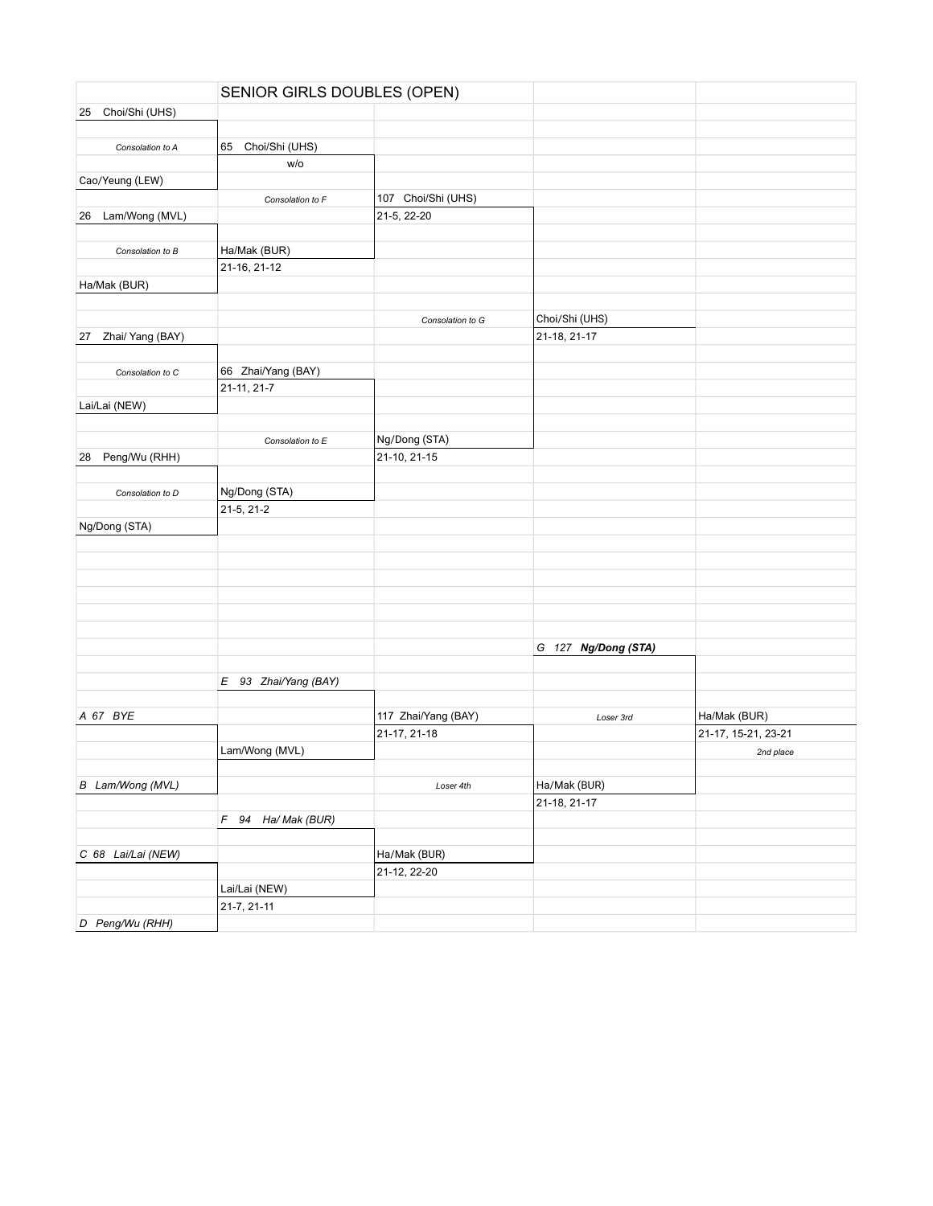# SENIOR GIRLS DOUBLES (OPEN)

| | | | | |
|---|---|---|---|---|
| 25 Choi/Shi (UHS) | | | | |
| | | | | |
| *Consolation to A* | 65 Choi/Shi (UHS) | | | |
| | w/o | | | |
| Cao/Yeung (LEW) | | | | |
| | *Consolation to F* | 107 Choi/Shi (UHS) | | |
| 26 Lam/Wong (MVL) | | 21-5, 22-20 | | |
| | | | | |
| *Consolation to B* | Ha/Mak (BUR) | | | |
| | 21-16, 21-12 | | | |
| Ha/Mak (BUR) | | | | |
| | | | | |
| | | *Consolation to G* | Choi/Shi (UHS) | |
| 27 Zhai/ Yang (BAY) | | | 21-18, 21-17 | |
| | | | | |
| *Consolation to C* | 66 Zhai/Yang (BAY) | | | |
| | 21-11, 21-7 | | | |
| Lai/Lai (NEW) | | | | |
| | | | | |
| | *Consolation to E* | Ng/Dong (STA) | | |
| 28 Peng/Wu (RHH) | | 21-10, 21-15 | | |
| | | | | |
| *Consolation to D* | Ng/Dong (STA) | | | |
| | 21-5, 21-2 | | | |
| Ng/Dong (STA) | | | | |

| | | | | |
|---|---|---|---|---|
| | | | *G 127* ***Ng/Dong (STA)*** | |
| | | | | |
| | *E 93 Zhai/Yang (BAY)* | | | |
| | | | | |
| *A 67 BYE* | | 117 Zhai/Yang (BAY) | *Loser 3rd* | Ha/Mak (BUR) |
| | | 21-17, 21-18 | | 21-17, 15-21, 23-21 |
| | Lam/Wong (MVL) | | | *2nd place* |
| | | | | |
| *B Lam/Wong (MVL)* | | *Loser 4th* | Ha/Mak (BUR) | |
| | | | 21-18, 21-17 | |
| | *F 94 Ha/ Mak (BUR)* | | | |
| | | | | |
| *C 68 Lai/Lai (NEW)* | | Ha/Mak (BUR) | | |
| | | 21-12, 22-20 | | |
| | Lai/Lai (NEW) | | | |
| | 21-7, 21-11 | | | |
| *D Peng/Wu (RHH)* | | | | |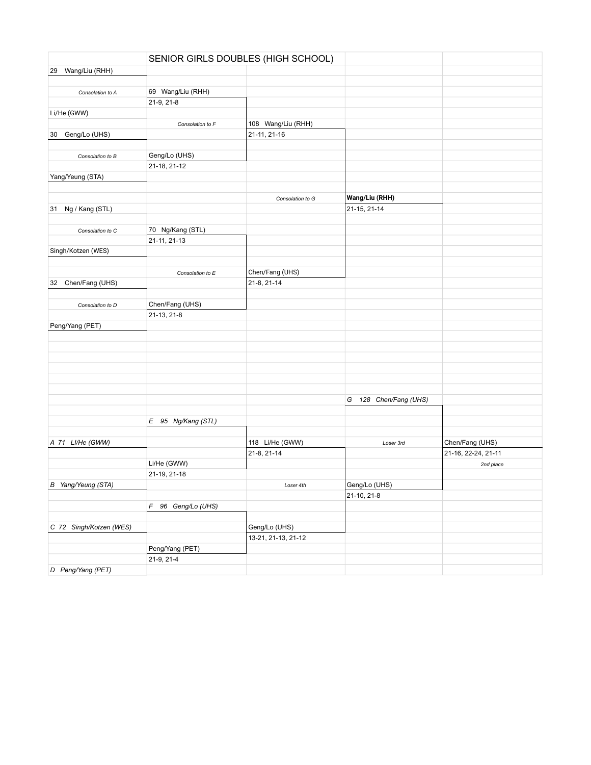# SENIOR GIRLS DOUBLES (HIGH SCHOOL)

| Round 1 | Round 2 | Semifinal | Final | |
|---|---|---|---|---|
| 29 Wang/Liu (RHH) | | | | |
| *Consolation to A* | 69 Wang/Liu (RHH) | | | |
| | 21-9, 21-8 | | | |
| Li/He (GWW) | | | | |
| | *Consolation to F* | 108 Wang/Liu (RHH) | | |
| 30 Geng/Lo (UHS) | | 21-11, 21-16 | | |
| *Consolation to B* | Geng/Lo (UHS) | | | |
| | 21-18, 21-12 | | | |
| Yang/Yeung (STA) | | | | |
| | | *Consolation to G* | **Wang/Liu (RHH)** | |
| 31 Ng / Kang (STL) | | | 21-15, 21-14 | |
| *Consolation to C* | 70 Ng/Kang (STL) | | | |
| | 21-11, 21-13 | | | |
| Singh/Kotzen (WES) | | | | |
| | *Consolation to E* | Chen/Fang (UHS) | | |
| 32 Chen/Fang (UHS) | | 21-8, 21-14 | | |
| *Consolation to D* | Chen/Fang (UHS) | | | |
| | 21-13, 21-8 | | | |
| Peng/Yang (PET) | | | | |

## Consolation

| Round 1 | Round 2 | Round 3 | Round 4 | Final |
|---|---|---|---|---|
| | | | *G 128 Chen/Fang (UHS)* | |
| | *E 95 Ng/Kang (STL)* | | | |
| *A 71 LI/He (GWW)* | | 118 Li/He (GWW) | *Loser 3rd* | Chen/Fang (UHS) |
| | | 21-8, 21-14 | | 21-16, 22-24, 21-11 |
| | Li/He (GWW) | | | *2nd place* |
| | 21-19, 21-18 | | | |
| *B Yang/Yeung (STA)* | | *Loser 4th* | Geng/Lo (UHS) | |
| | | | 21-10, 21-8 | |
| | *F 96 Geng/Lo (UHS)* | | | |
| *C 72 Singh/Kotzen (WES)* | | Geng/Lo (UHS) | | |
| | | 13-21, 21-13, 21-12 | | |
| | Peng/Yang (PET) | | | |
| | 21-9, 21-4 | | | |
| *D Peng/Yang (PET)* | | | | |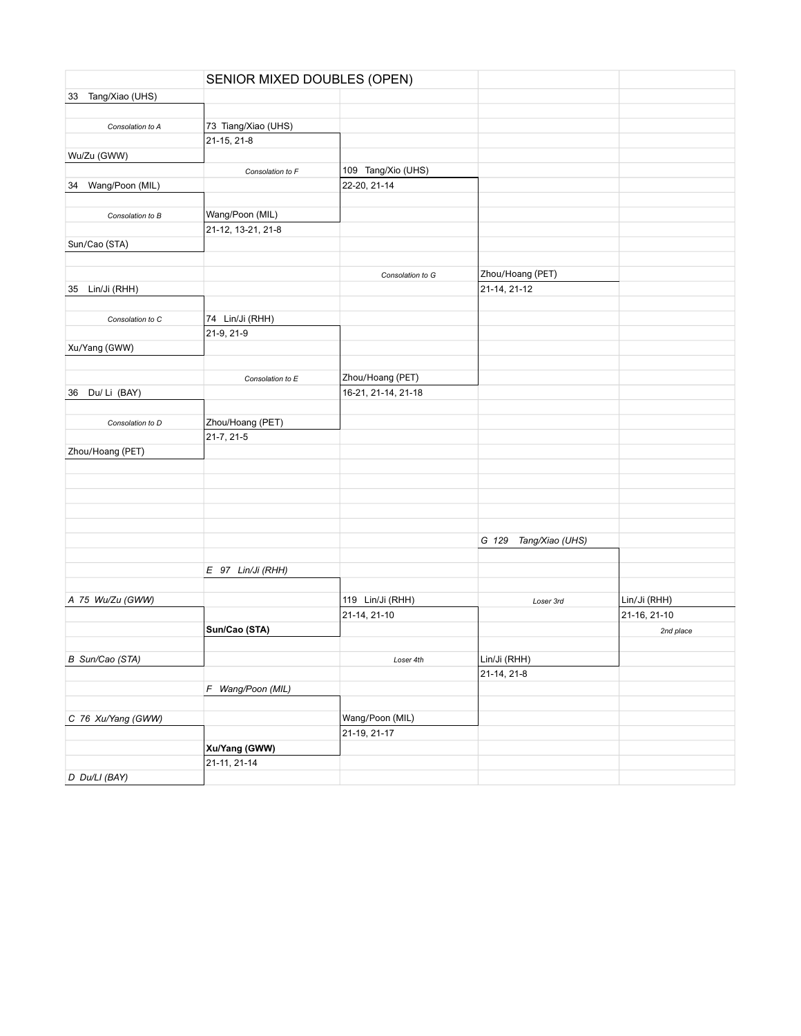# SENIOR MIXED DOUBLES (OPEN)

| | | | | |
|---|---|---|---|---|
| 33 Tang/Xiao (UHS) | | | | |
| *Consolation to A* | 73 Tiang/Xiao (UHS) | | | |
| | 21-15, 21-8 | | | |
| Wu/Zu (GWW) | | | | |
| | *Consolation to F* | 109 Tang/Xio (UHS) | | |
| 34 Wang/Poon (MIL) | | 22-20, 21-14 | | |
| *Consolation to B* | Wang/Poon (MIL) | | | |
| | 21-12, 13-21, 21-8 | | | |
| Sun/Cao (STA) | | | | |
| | | *Consolation to G* | Zhou/Hoang (PET) | |
| 35 Lin/Ji (RHH) | | | 21-14, 21-12 | |
| *Consolation to C* | 74 Lin/Ji (RHH) | | | |
| | 21-9, 21-9 | | | |
| Xu/Yang (GWW) | | | | |
| | *Consolation to E* | Zhou/Hoang (PET) | | |
| 36 Du/ Li (BAY) | | 16-21, 21-14, 21-18 | | |
| *Consolation to D* | Zhou/Hoang (PET) | | | |
| | 21-7, 21-5 | | | |
| Zhou/Hoang (PET) | | | | |

| | | | | |
|---|---|---|---|---|
| | | | *G 129 Tang/Xiao (UHS)* | |
| | *E 97 Lin/Ji (RHH)* | | | |
| *A 75 Wu/Zu (GWW)* | | 119 Lin/Ji (RHH) | *Loser 3rd* | Lin/Ji (RHH) |
| | | 21-14, 21-10 | | 21-16, 21-10 |
| | **Sun/Cao (STA)** | | | *2nd place* |
| *B Sun/Cao (STA)* | | *Loser 4th* | Lin/Ji (RHH) | |
| | | | 21-14, 21-8 | |
| | *F Wang/Poon (MIL)* | | | |
| *C 76 Xu/Yang (GWW)* | | Wang/Poon (MIL) | | |
| | | 21-19, 21-17 | | |
| | **Xu/Yang (GWW)** | | | |
| | 21-11, 21-14 | | | |
| *D Du/LI (BAY)* | | | | |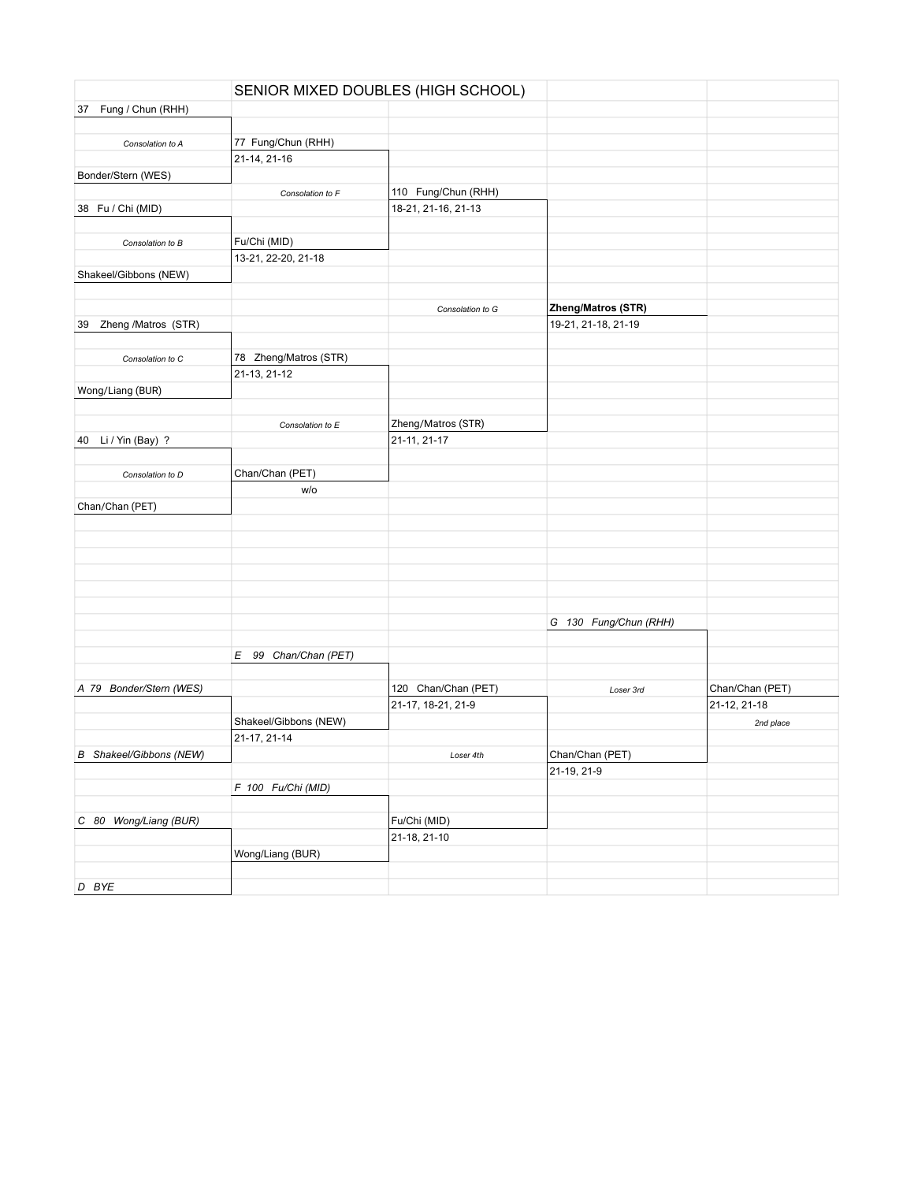# SENIOR MIXED DOUBLES (HIGH SCHOOL)

| | | | | |
|---|---|---|---|---|
| 37 Fung / Chun (RHH) | | | | |
| *Consolation to A* | 77 Fung/Chun (RHH) | | | |
| | 21-14, 21-16 | | | |
| Bonder/Stern (WES) | | | | |
| | *Consolation to F* | 110 Fung/Chun (RHH) | | |
| 38 Fu / Chi (MID) | | 18-21, 21-16, 21-13 | | |
| *Consolation to B* | Fu/Chi (MID) | | | |
| | 13-21, 22-20, 21-18 | | | |
| Shakeel/Gibbons (NEW) | | | | |
| | | *Consolation to G* | **Zheng/Matros (STR)** | |
| 39 Zheng /Matros (STR) | | | 19-21, 21-18, 21-19 | |
| *Consolation to C* | 78 Zheng/Matros (STR) | | | |
| | 21-13, 21-12 | | | |
| Wong/Liang (BUR) | | | | |
| | *Consolation to E* | Zheng/Matros (STR) | | |
| 40 Li / Yin (Bay) ? | | 21-11, 21-17 | | |
| *Consolation to D* | Chan/Chan (PET) | | | |
| | w/o | | | |
| Chan/Chan (PET) | | | | |
| | | | *G 130 Fung/Chun (RHH)* | |
| | *E 99 Chan/Chan (PET)* | | | |
| *A 79 Bonder/Stern (WES)* | | 120 Chan/Chan (PET) | *Loser 3rd* | Chan/Chan (PET) |
| | | 21-17, 18-21, 21-9 | | 21-12, 21-18 |
| | Shakeel/Gibbons (NEW) | | | *2nd place* |
| | 21-17, 21-14 | | | |
| *B Shakeel/Gibbons (NEW)* | | *Loser 4th* | Chan/Chan (PET) | |
| | | | 21-19, 21-9 | |
| | *F 100 Fu/Chi (MID)* | | | |
| *C 80 Wong/Liang (BUR)* | | Fu/Chi (MID) | | |
| | | 21-18, 21-10 | | |
| | Wong/Liang (BUR) | | | |
| *D BYE* | | | | |